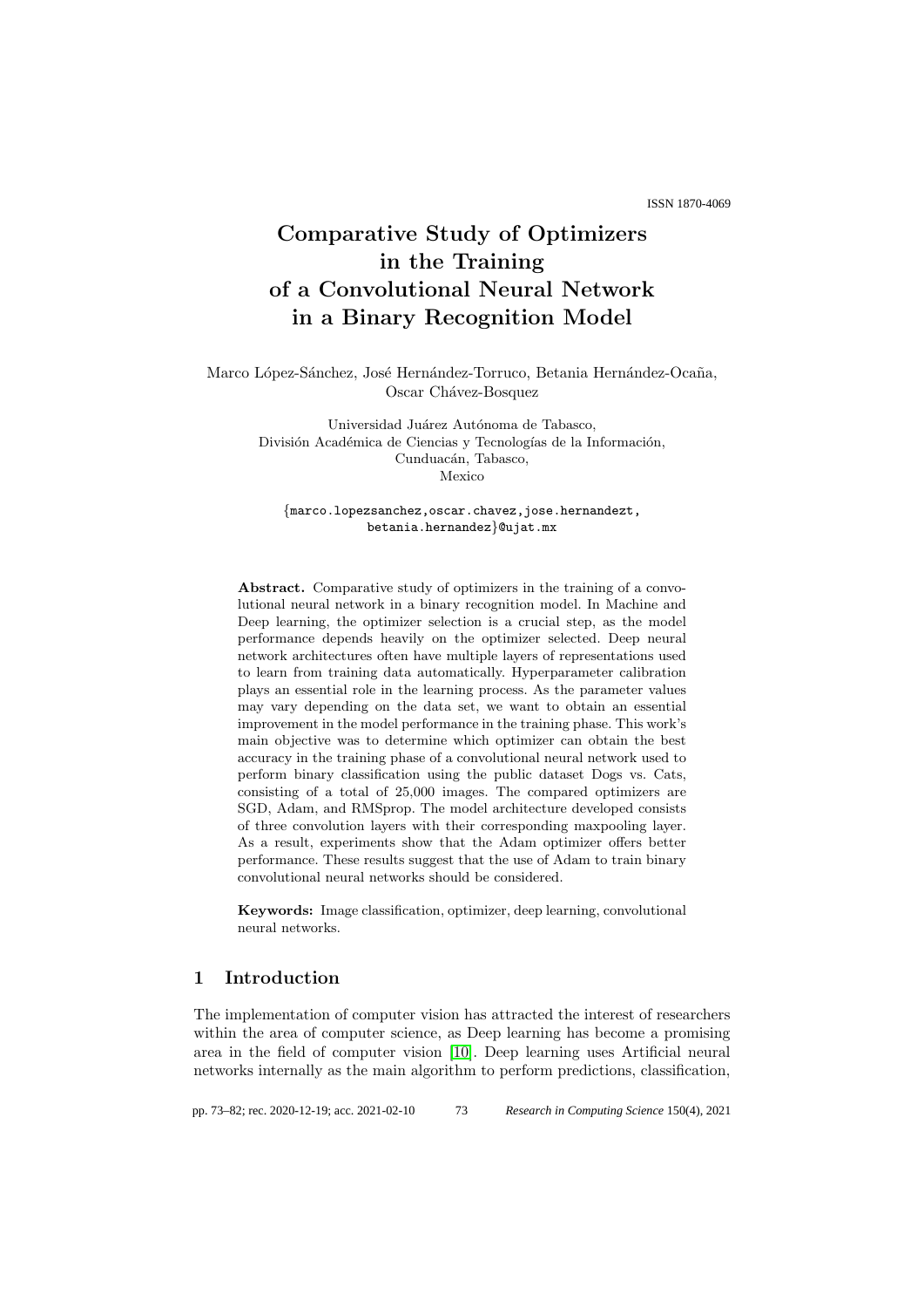ISSN 1870-4069

# Comparative Study of Optimizers in the Training of a Convolutional Neural Network in a Binary Recognition Model

Marco López-Sánchez, José Hernández-Torruco, Betania Hernández-Ocaña, Oscar Chávez-Bosquez

Universidad Juárez Autónoma de Tabasco,
División Académica de Ciencias y Tecnologías de la Información,
Cunduacán, Tabasco,
Mexico

{marco.lopezsanchez,oscar.chavez,jose.hernandezt, betania.hernandez}@ujat.mx

**Abstract.** Comparative study of optimizers in the training of a convolutional neural network in a binary recognition model. In Machine and Deep learning, the optimizer selection is a crucial step, as the model performance depends heavily on the optimizer selected. Deep neural network architectures often have multiple layers of representations used to learn from training data automatically. Hyperparameter calibration plays an essential role in the learning process. As the parameter values may vary depending on the data set, we want to obtain an essential improvement in the model performance in the training phase. This work's main objective was to determine which optimizer can obtain the best accuracy in the training phase of a convolutional neural network used to perform binary classification using the public dataset Dogs vs. Cats, consisting of a total of 25,000 images. The compared optimizers are SGD, Adam, and RMSprop. The model architecture developed consists of three convolution layers with their corresponding maxpooling layer. As a result, experiments show that the Adam optimizer offers better performance. These results suggest that the use of Adam to train binary convolutional neural networks should be considered.

**Keywords:** Image classification, optimizer, deep learning, convolutional neural networks.

## 1 Introduction

The implementation of computer vision has attracted the interest of researchers within the area of computer science, as Deep learning has become a promising area in the field of computer vision [10]. Deep learning uses Artificial neural networks internally as the main algorithm to perform predictions, classification,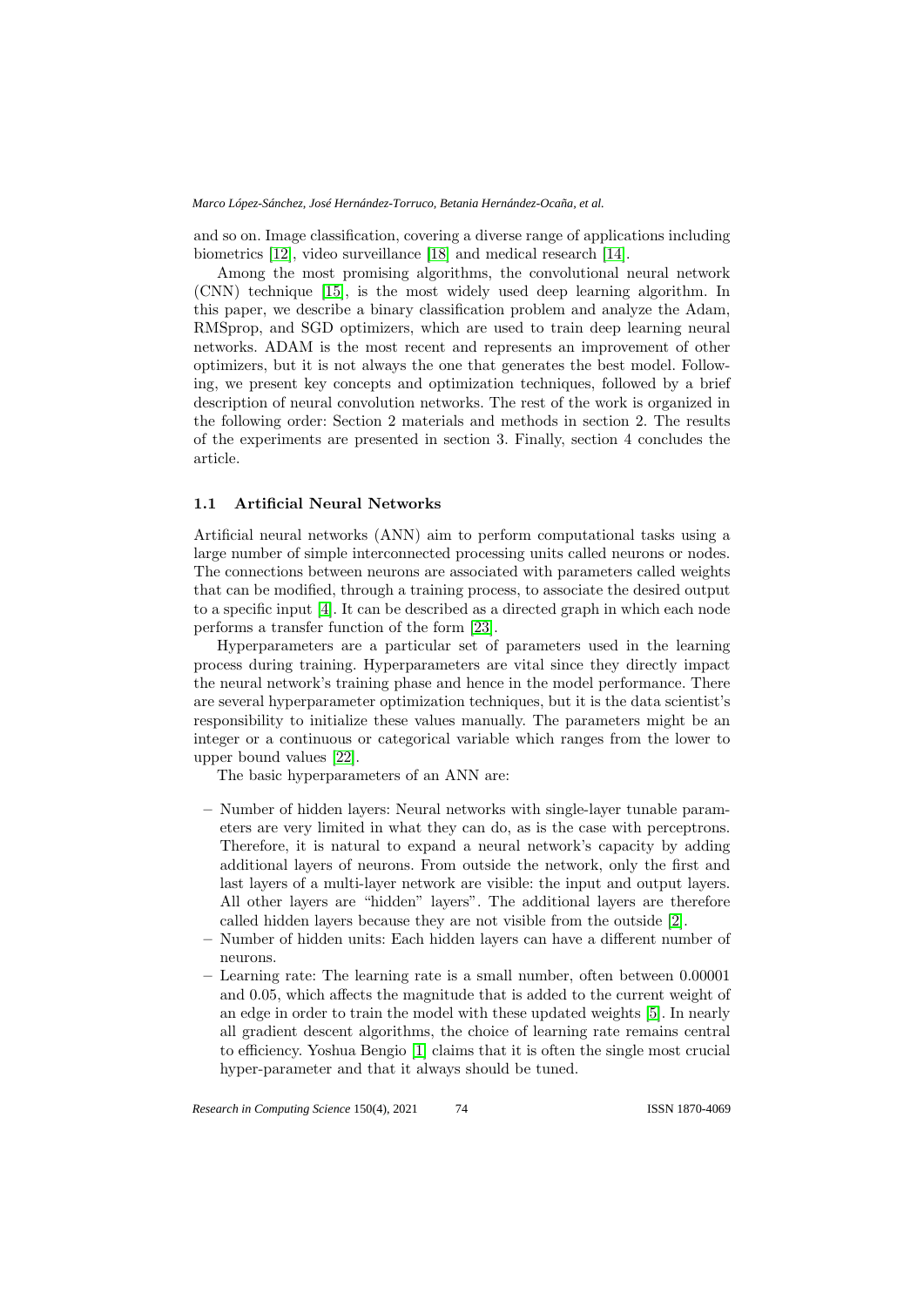and so on. Image classification, covering a diverse range of applications including biometrics [12], video surveillance [18] and medical research [14].

Among the most promising algorithms, the convolutional neural network (CNN) technique [15], is the most widely used deep learning algorithm. In this paper, we describe a binary classification problem and analyze the Adam, RMSprop, and SGD optimizers, which are used to train deep learning neural networks. ADAM is the most recent and represents an improvement of other optimizers, but it is not always the one that generates the best model. Following, we present key concepts and optimization techniques, followed by a brief description of neural convolution networks. The rest of the work is organized in the following order: Section 2 materials and methods in section 2. The results of the experiments are presented in section 3. Finally, section 4 concludes the article.

### 1.1 Artificial Neural Networks

Artificial neural networks (ANN) aim to perform computational tasks using a large number of simple interconnected processing units called neurons or nodes. The connections between neurons are associated with parameters called weights that can be modified, through a training process, to associate the desired output to a specific input [4]. It can be described as a directed graph in which each node performs a transfer function of the form [23].

Hyperparameters are a particular set of parameters used in the learning process during training. Hyperparameters are vital since they directly impact the neural network's training phase and hence in the model performance. There are several hyperparameter optimization techniques, but it is the data scientist's responsibility to initialize these values manually. The parameters might be an integer or a continuous or categorical variable which ranges from the lower to upper bound values [22].

The basic hyperparameters of an ANN are:

- Number of hidden layers: Neural networks with single-layer tunable parameters are very limited in what they can do, as is the case with perceptrons. Therefore, it is natural to expand a neural network's capacity by adding additional layers of neurons. From outside the network, only the first and last layers of a multi-layer network are visible: the input and output layers. All other layers are "hidden" layers". The additional layers are therefore called hidden layers because they are not visible from the outside [2].
- Number of hidden units: Each hidden layers can have a different number of neurons.
- Learning rate: The learning rate is a small number, often between 0.00001 and 0.05, which affects the magnitude that is added to the current weight of an edge in order to train the model with these updated weights [5]. In nearly all gradient descent algorithms, the choice of learning rate remains central to efficiency. Yoshua Bengio [1] claims that it is often the single most crucial hyper-parameter and that it always should be tuned.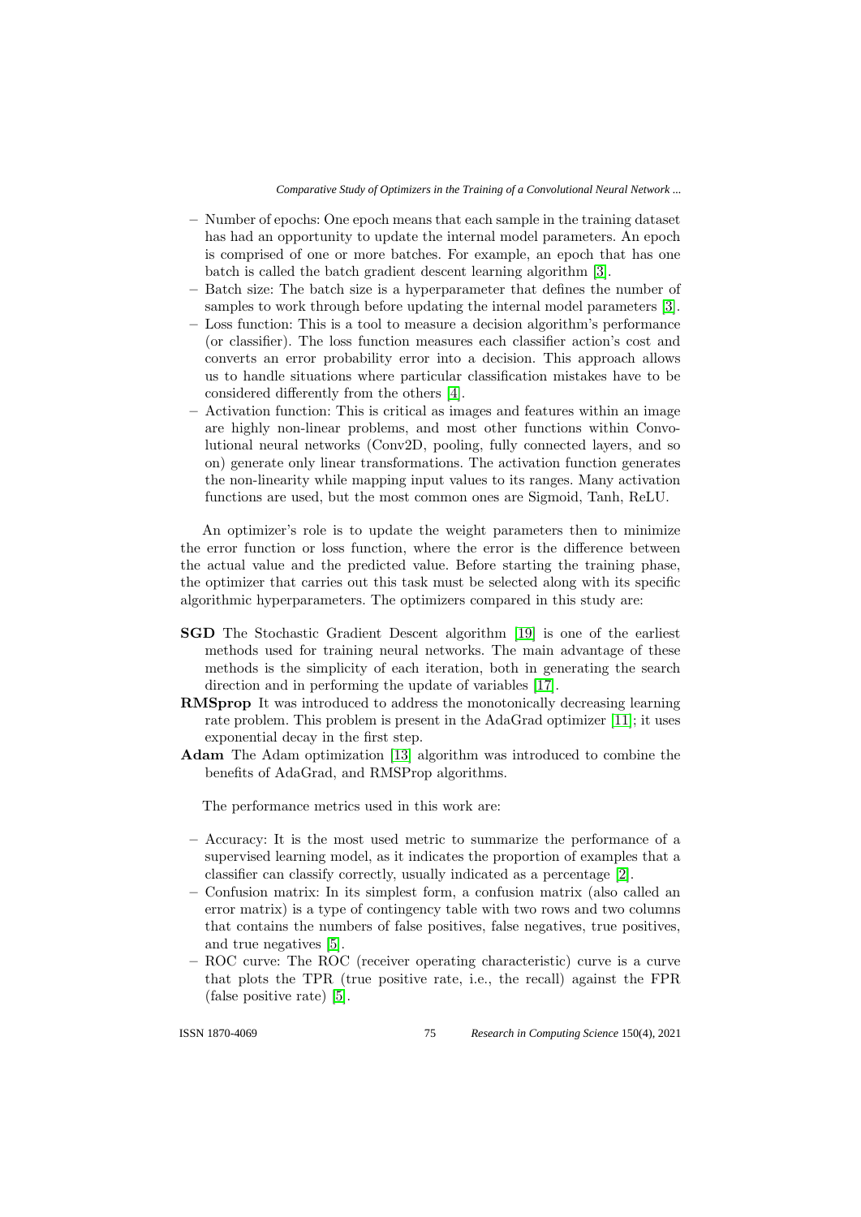- Number of epochs: One epoch means that each sample in the training dataset has had an opportunity to update the internal model parameters. An epoch is comprised of one or more batches. For example, an epoch that has one batch is called the batch gradient descent learning algorithm [3].
- Batch size: The batch size is a hyperparameter that defines the number of samples to work through before updating the internal model parameters [3].
- Loss function: This is a tool to measure a decision algorithm's performance (or classifier). The loss function measures each classifier action's cost and converts an error probability error into a decision. This approach allows us to handle situations where particular classification mistakes have to be considered differently from the others [4].
- Activation function: This is critical as images and features within an image are highly non-linear problems, and most other functions within Convolutional neural networks (Conv2D, pooling, fully connected layers, and so on) generate only linear transformations. The activation function generates the non-linearity while mapping input values to its ranges. Many activation functions are used, but the most common ones are Sigmoid, Tanh, ReLU.

An optimizer's role is to update the weight parameters then to minimize the error function or loss function, where the error is the difference between the actual value and the predicted value. Before starting the training phase, the optimizer that carries out this task must be selected along with its specific algorithmic hyperparameters. The optimizers compared in this study are:

**SGD** The Stochastic Gradient Descent algorithm [19] is one of the earliest methods used for training neural networks. The main advantage of these methods is the simplicity of each iteration, both in generating the search direction and in performing the update of variables [17].

**RMSprop** It was introduced to address the monotonically decreasing learning rate problem. This problem is present in the AdaGrad optimizer [11]; it uses exponential decay in the first step.

**Adam** The Adam optimization [13] algorithm was introduced to combine the benefits of AdaGrad, and RMSProp algorithms.

The performance metrics used in this work are:

- Accuracy: It is the most used metric to summarize the performance of a supervised learning model, as it indicates the proportion of examples that a classifier can classify correctly, usually indicated as a percentage [2].
- Confusion matrix: In its simplest form, a confusion matrix (also called an error matrix) is a type of contingency table with two rows and two columns that contains the numbers of false positives, false negatives, true positives, and true negatives [5].
- ROC curve: The ROC (receiver operating characteristic) curve is a curve that plots the TPR (true positive rate, i.e., the recall) against the FPR (false positive rate) [5].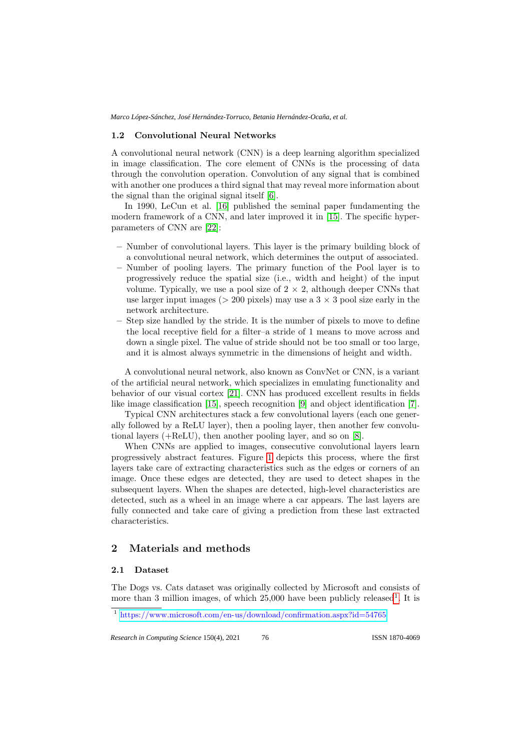### 1.2 Convolutional Neural Networks

A convolutional neural network (CNN) is a deep learning algorithm specialized in image classification. The core element of CNNs is the processing of data through the convolution operation. Convolution of any signal that is combined with another one produces a third signal that may reveal more information about the signal than the original signal itself [6].

In 1990, LeCun et al. [16] published the seminal paper fundamenting the modern framework of a CNN, and later improved it in [15]. The specific hyper-parameters of CNN are [22]:

- Number of convolutional layers. This layer is the primary building block of a convolutional neural network, which determines the output of associated.
- Number of pooling layers. The primary function of the Pool layer is to progressively reduce the spatial size (i.e., width and height) of the input volume. Typically, we use a pool size of $2 \times 2$, although deeper CNNs that use larger input images ($> 200$ pixels) may use a $3 \times 3$ pool size early in the network architecture.
- Step size handled by the stride. It is the number of pixels to move to define the local receptive field for a filter–a stride of 1 means to move across and down a single pixel. The value of stride should not be too small or too large, and it is almost always symmetric in the dimensions of height and width.

A convolutional neural network, also known as ConvNet or CNN, is a variant of the artificial neural network, which specializes in emulating functionality and behavior of our visual cortex [21]. CNN has produced excellent results in fields like image classification [15], speech recognition [9] and object identification [7].

Typical CNN architectures stack a few convolutional layers (each one generally followed by a ReLU layer), then a pooling layer, then another few convolutional layers (+ReLU), then another pooling layer, and so on [8].

When CNNs are applied to images, consecutive convolutional layers learn progressively abstract features. Figure 1 depicts this process, where the first layers take care of extracting characteristics such as the edges or corners of an image. Once these edges are detected, they are used to detect shapes in the subsequent layers. When the shapes are detected, high-level characteristics are detected, such as a wheel in an image where a car appears. The last layers are fully connected and take care of giving a prediction from these last extracted characteristics.

## 2 Materials and methods

### 2.1 Dataset

The Dogs vs. Cats dataset was originally collected by Microsoft and consists of more than 3 million images, of which 25,000 have been publicly released[1]. It is

[1] https://www.microsoft.com/en-us/download/confirmation.aspx?id=54765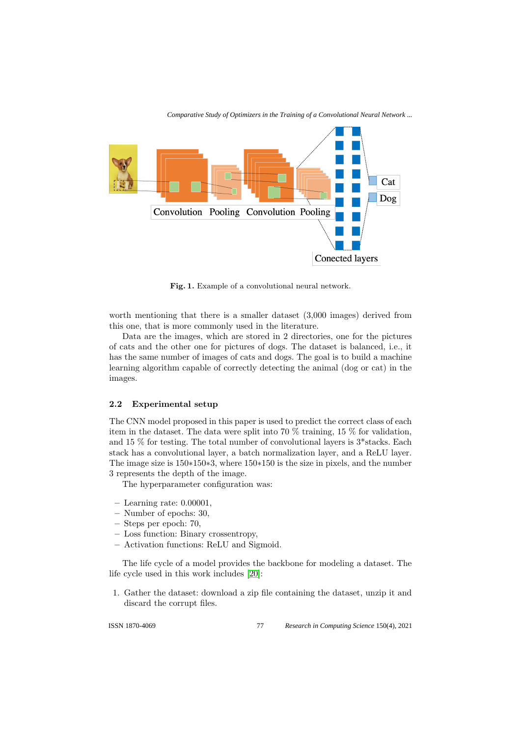Fig. 1. Example of a convolutional neural network.

worth mentioning that there is a smaller dataset (3,000 images) derived from this one, that is more commonly used in the literature.

Data are the images, which are stored in 2 directories, one for the pictures of cats and the other one for pictures of dogs. The dataset is balanced, i.e., it has the same number of images of cats and dogs. The goal is to build a machine learning algorithm capable of correctly detecting the animal (dog or cat) in the images.

### 2.2 Experimental setup

The CNN model proposed in this paper is used to predict the correct class of each item in the dataset. The data were split into 70 % training, 15 % for validation, and 15 % for testing. The total number of convolutional layers is 3*stacks. Each stack has a convolutional layer, a batch normalization layer, and a ReLU layer. The image size is $150*150*3$, where $150*150$ is the size in pixels, and the number 3 represents the depth of the image.

The hyperparameter configuration was:

- Learning rate: 0.00001,
- Number of epochs: 30,
- Steps per epoch: 70,
- Loss function: Binary crossentropy,
- Activation functions: ReLU and Sigmoid.

The life cycle of a model provides the backbone for modeling a dataset. The life cycle used in this work includes [20]:

1. Gather the dataset: download a zip file containing the dataset, unzip it and discard the corrupt files.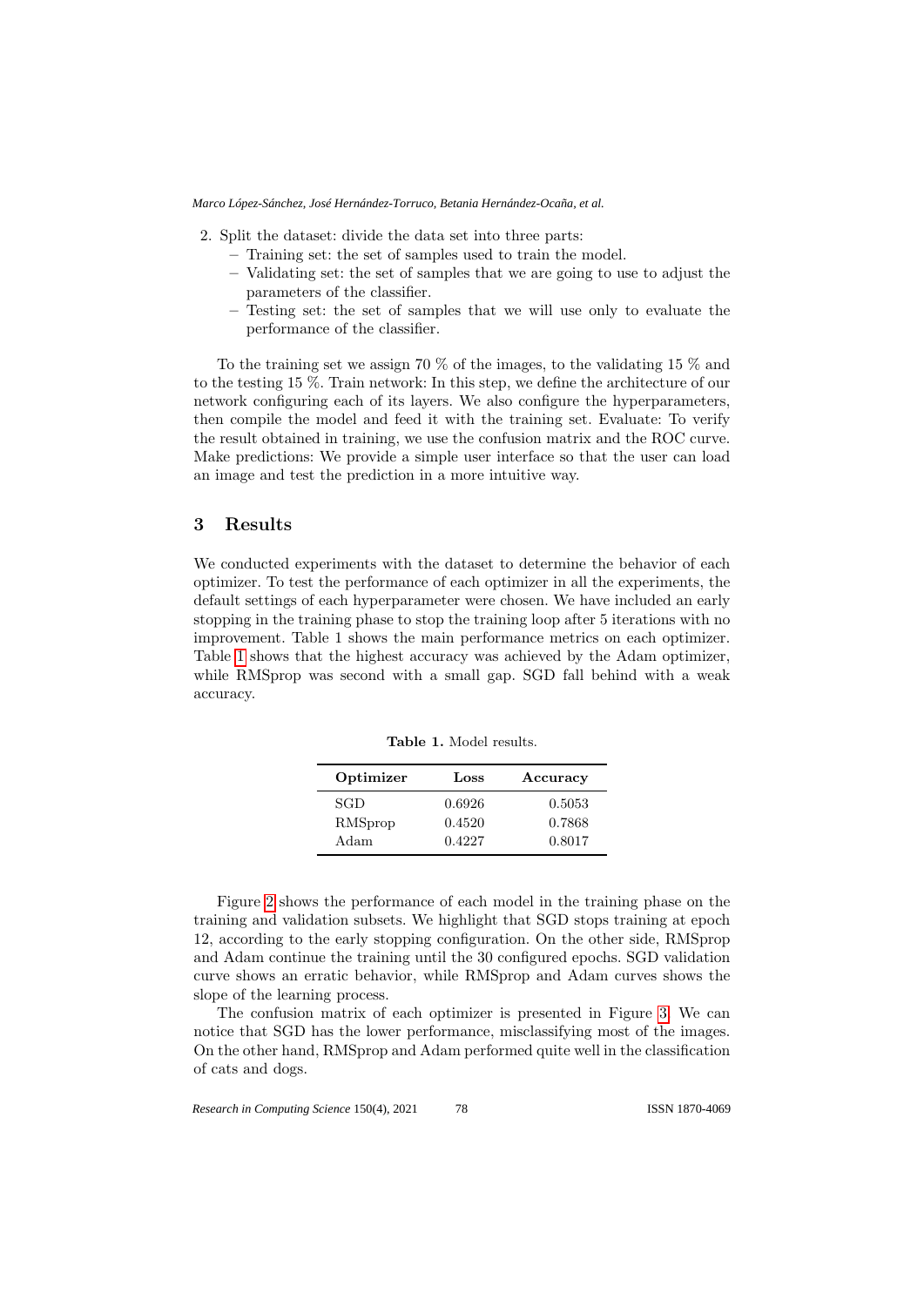2. Split the dataset: divide the data set into three parts:
   – Training set: the set of samples used to train the model.
   – Validating set: the set of samples that we are going to use to adjust the parameters of the classifier.
   – Testing set: the set of samples that we will use only to evaluate the performance of the classifier.

To the training set we assign 70 % of the images, to the validating 15 % and to the testing 15 %. Train network: In this step, we define the architecture of our network configuring each of its layers. We also configure the hyperparameters, then compile the model and feed it with the training set. Evaluate: To verify the result obtained in training, we use the confusion matrix and the ROC curve. Make predictions: We provide a simple user interface so that the user can load an image and test the prediction in a more intuitive way.

## 3 Results

We conducted experiments with the dataset to determine the behavior of each optimizer. To test the performance of each optimizer in all the experiments, the default settings of each hyperparameter were chosen. We have included an early stopping in the training phase to stop the training loop after 5 iterations with no improvement. Table 1 shows the main performance metrics on each optimizer. Table 1 shows that the highest accuracy was achieved by the Adam optimizer, while RMSprop was second with a small gap. SGD fall behind with a weak accuracy.

**Table 1.** Model results.

| Optimizer | Loss | Accuracy |
|---|---|---|
| SGD | 0.6926 | 0.5053 |
| RMSprop | 0.4520 | 0.7868 |
| Adam | 0.4227 | 0.8017 |

Figure 2 shows the performance of each model in the training phase on the training and validation subsets. We highlight that SGD stops training at epoch 12, according to the early stopping configuration. On the other side, RMSprop and Adam continue the training until the 30 configured epochs. SGD validation curve shows an erratic behavior, while RMSprop and Adam curves shows the slope of the learning process.

The confusion matrix of each optimizer is presented in Figure 3. We can notice that SGD has the lower performance, misclassifying most of the images. On the other hand, RMSprop and Adam performed quite well in the classification of cats and dogs.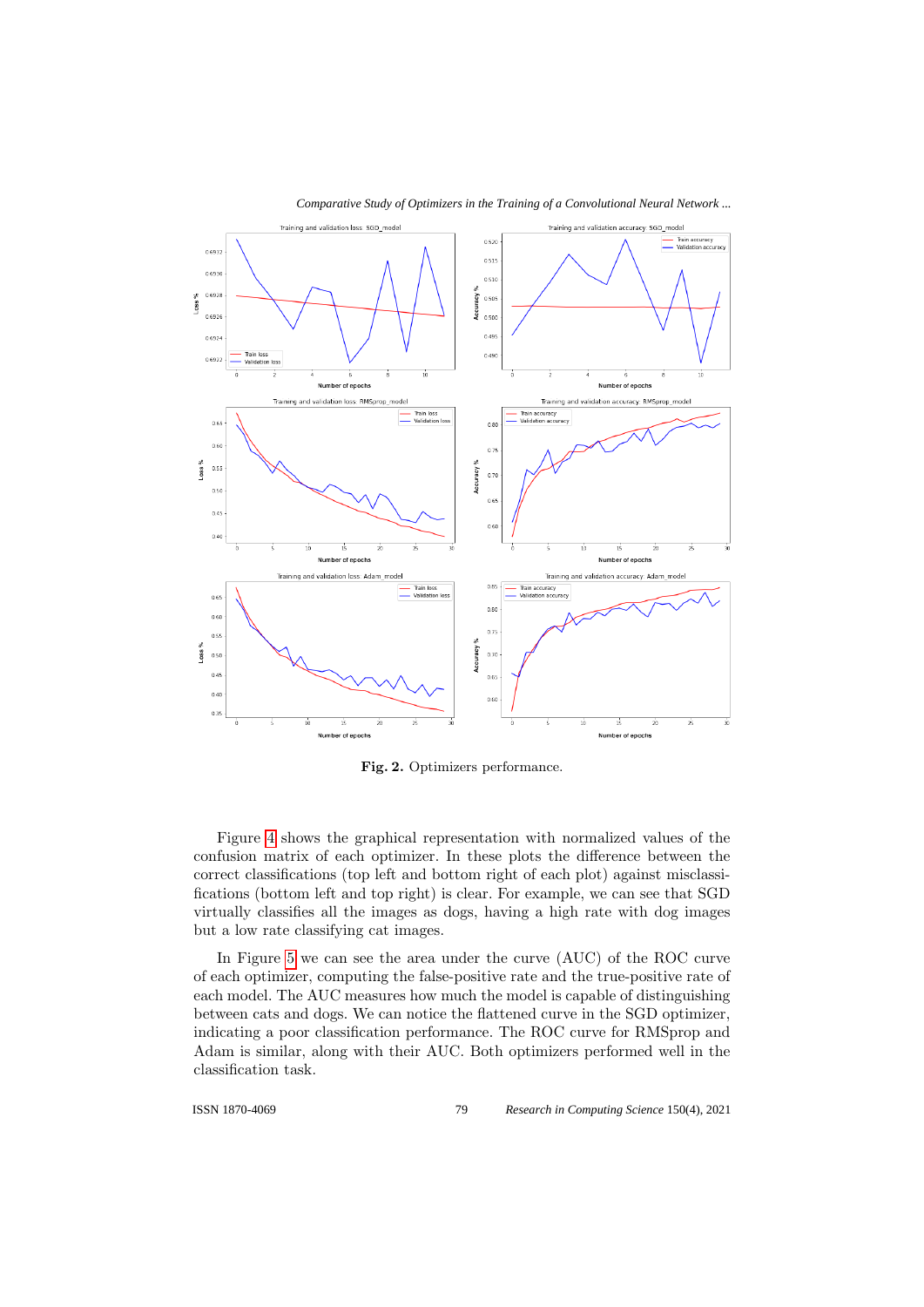Fig. 2. Optimizers performance.

Figure 4 shows the graphical representation with normalized values of the confusion matrix of each optimizer. In these plots the difference between the correct classifications (top left and bottom right of each plot) against misclassifications (bottom left and top right) is clear. For example, we can see that SGD virtually classifies all the images as dogs, having a high rate with dog images but a low rate classifying cat images.

In Figure 5 we can see the area under the curve (AUC) of the ROC curve of each optimizer, computing the false-positive rate and the true-positive rate of each model. The AUC measures how much the model is capable of distinguishing between cats and dogs. We can notice the flattened curve in the SGD optimizer, indicating a poor classification performance. The ROC curve for RMSprop and Adam is similar, along with their AUC. Both optimizers performed well in the classification task.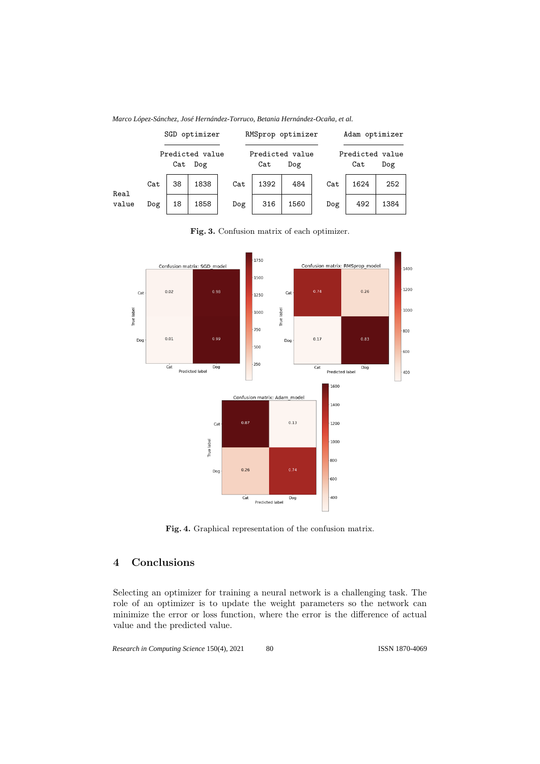| | | SGD optimizer | | RMSprop optimizer | | Adam optimizer | |
|---|---|---|---|---|---|---|---|
| | | Predicted value | | Predicted value | | Predicted value | |
| | | Cat | Dog | Cat | Dog | Cat | Dog |
| Real value | Cat | 38 | 1838 | 1392 | 484 | 1624 | 252 |
| | Dog | 18 | 1858 | 316 | 1560 | 492 | 1384 |

**Fig. 3.** Confusion matrix of each optimizer.

**Fig. 4.** Graphical representation of the confusion matrix.

## 4 Conclusions

Selecting an optimizer for training a neural network is a challenging task. The role of an optimizer is to update the weight parameters so the network can minimize the error or loss function, where the error is the difference of actual value and the predicted value.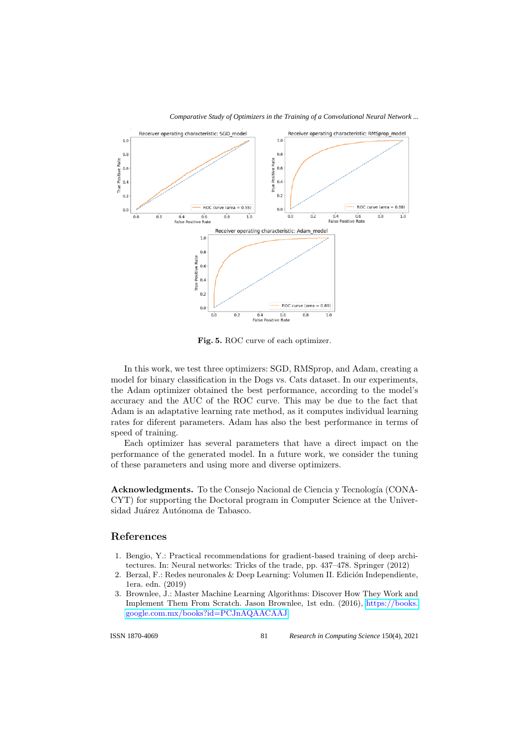**Fig. 5.** ROC curve of each optimizer.

In this work, we test three optimizers: SGD, RMSprop, and Adam, creating a model for binary classification in the Dogs vs. Cats dataset. In our experiments, the Adam optimizer obtained the best performance, according to the model's accuracy and the AUC of the ROC curve. This may be due to the fact that Adam is an adaptative learning rate method, as it computes individual learning rates for diferent parameters. Adam has also the best performance in terms of speed of training.

Each optimizer has several parameters that have a direct impact on the performance of the generated model. In a future work, we consider the tuning of these parameters and using more and diverse optimizers.

**Acknowledgments.** To the Consejo Nacional de Ciencia y Tecnología (CONACYT) for supporting the Doctoral program in Computer Science at the Universidad Juárez Autónoma de Tabasco.

## References

1. Bengio, Y.: Practical recommendations for gradient-based training of deep architectures. In: Neural networks: Tricks of the trade, pp. 437–478. Springer (2012)
2. Berzal, F.: Redes neuronales & Deep Learning: Volumen II. Edición Independiente, 1era. edn. (2019)
3. Brownlee, J.: Master Machine Learning Algorithms: Discover How They Work and Implement Them From Scratch. Jason Brownlee, 1st edn. (2016), https://books.google.com.mx/books?id=PCJnAQAACAAJ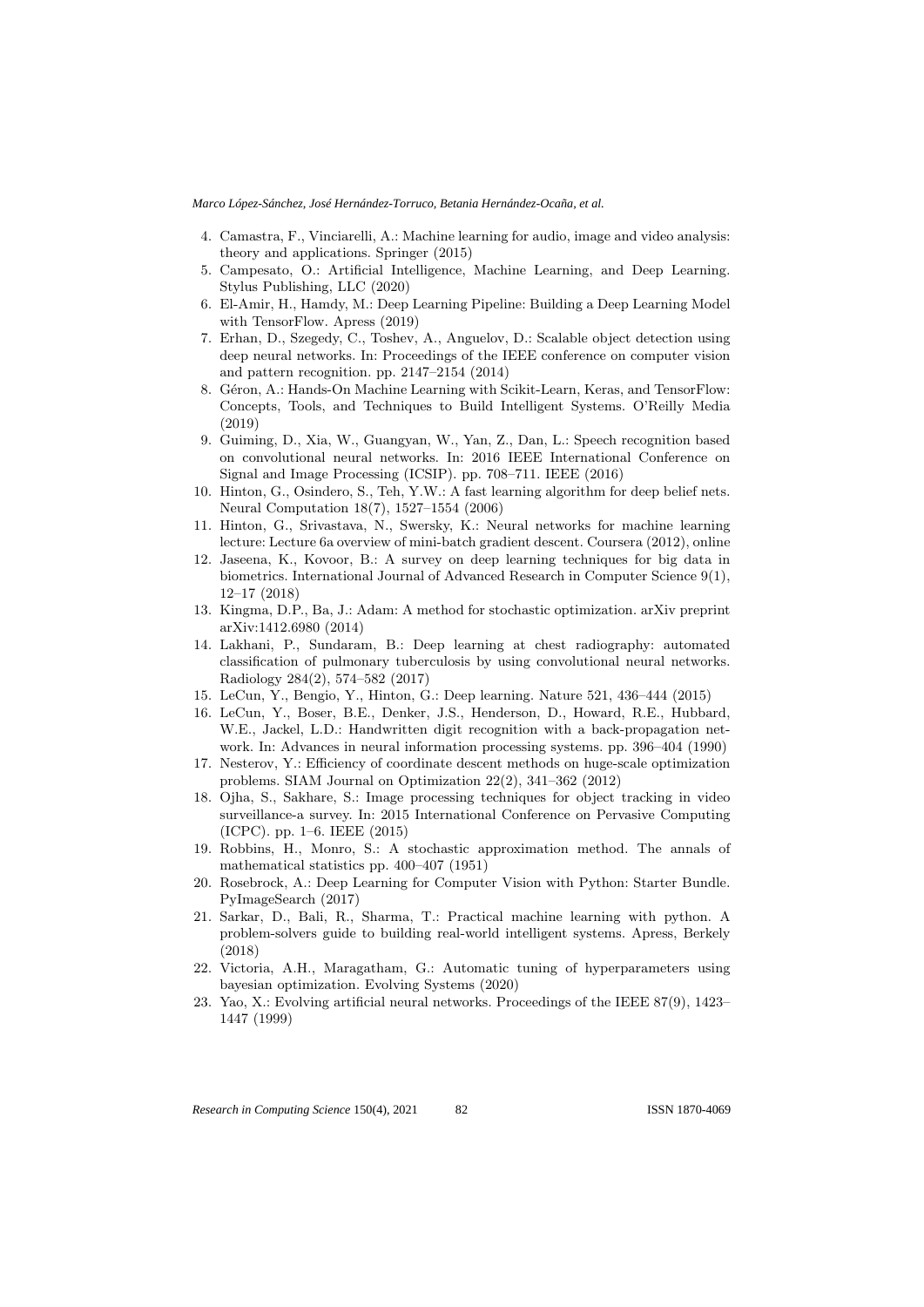4. Camastra, F., Vinciarelli, A.: Machine learning for audio, image and video analysis: theory and applications. Springer (2015)
5. Campesato, O.: Artificial Intelligence, Machine Learning, and Deep Learning. Stylus Publishing, LLC (2020)
6. El-Amir, H., Hamdy, M.: Deep Learning Pipeline: Building a Deep Learning Model with TensorFlow. Apress (2019)
7. Erhan, D., Szegedy, C., Toshev, A., Anguelov, D.: Scalable object detection using deep neural networks. In: Proceedings of the IEEE conference on computer vision and pattern recognition. pp. 2147–2154 (2014)
8. Géron, A.: Hands-On Machine Learning with Scikit-Learn, Keras, and TensorFlow: Concepts, Tools, and Techniques to Build Intelligent Systems. O'Reilly Media (2019)
9. Guiming, D., Xia, W., Guangyan, W., Yan, Z., Dan, L.: Speech recognition based on convolutional neural networks. In: 2016 IEEE International Conference on Signal and Image Processing (ICSIP). pp. 708–711. IEEE (2016)
10. Hinton, G., Osindero, S., Teh, Y.W.: A fast learning algorithm for deep belief nets. Neural Computation 18(7), 1527–1554 (2006)
11. Hinton, G., Srivastava, N., Swersky, K.: Neural networks for machine learning lecture: Lecture 6a overview of mini-batch gradient descent. Coursera (2012), online
12. Jaseena, K., Kovoor, B.: A survey on deep learning techniques for big data in biometrics. International Journal of Advanced Research in Computer Science 9(1), 12–17 (2018)
13. Kingma, D.P., Ba, J.: Adam: A method for stochastic optimization. arXiv preprint arXiv:1412.6980 (2014)
14. Lakhani, P., Sundaram, B.: Deep learning at chest radiography: automated classification of pulmonary tuberculosis by using convolutional neural networks. Radiology 284(2), 574–582 (2017)
15. LeCun, Y., Bengio, Y., Hinton, G.: Deep learning. Nature 521, 436–444 (2015)
16. LeCun, Y., Boser, B.E., Denker, J.S., Henderson, D., Howard, R.E., Hubbard, W.E., Jackel, L.D.: Handwritten digit recognition with a back-propagation network. In: Advances in neural information processing systems. pp. 396–404 (1990)
17. Nesterov, Y.: Efficiency of coordinate descent methods on huge-scale optimization problems. SIAM Journal on Optimization 22(2), 341–362 (2012)
18. Ojha, S., Sakhare, S.: Image processing techniques for object tracking in video surveillance-a survey. In: 2015 International Conference on Pervasive Computing (ICPC). pp. 1–6. IEEE (2015)
19. Robbins, H., Monro, S.: A stochastic approximation method. The annals of mathematical statistics pp. 400–407 (1951)
20. Rosebrock, A.: Deep Learning for Computer Vision with Python: Starter Bundle. PyImageSearch (2017)
21. Sarkar, D., Bali, R., Sharma, T.: Practical machine learning with python. A problem-solvers guide to building real-world intelligent systems. Apress, Berkely (2018)
22. Victoria, A.H., Maragatham, G.: Automatic tuning of hyperparameters using bayesian optimization. Evolving Systems (2020)
23. Yao, X.: Evolving artificial neural networks. Proceedings of the IEEE 87(9), 1423–1447 (1999)